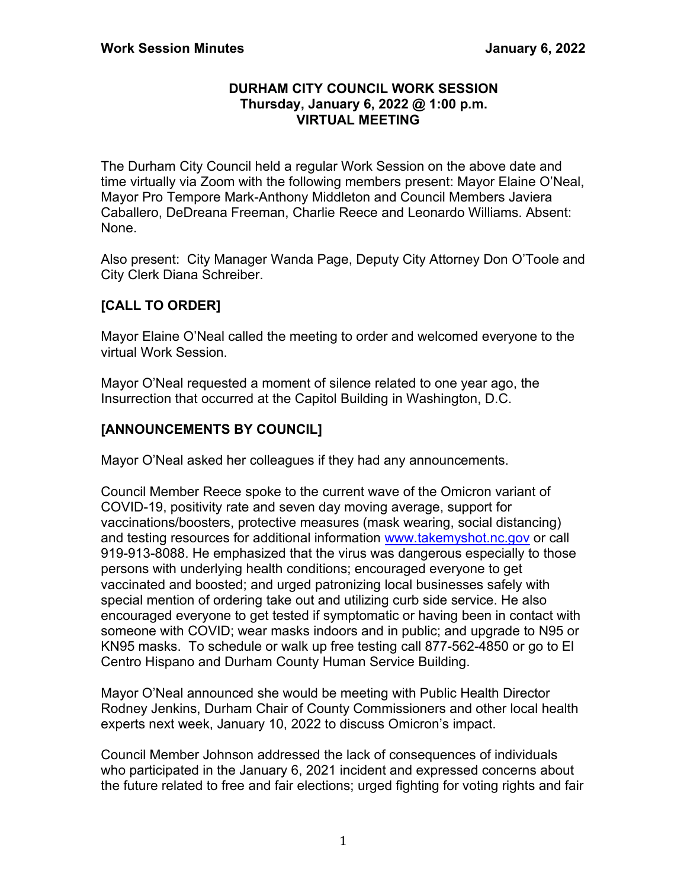# DURHAM CITY COUNCIL WORK SESSION
## Thursday, January 6, 2022 @ 1:00 p.m.
## VIRTUAL MEETING

The Durham City Council held a regular Work Session on the above date and time virtually via Zoom with the following members present: Mayor Elaine O'Neal, Mayor Pro Tempore Mark-Anthony Middleton and Council Members Javiera Caballero, DeDreana Freeman, Charlie Reece and Leonardo Williams. Absent: None.

Also present: City Manager Wanda Page, Deputy City Attorney Don O'Toole and City Clerk Diana Schreiber.

## [CALL TO ORDER]

Mayor Elaine O'Neal called the meeting to order and welcomed everyone to the virtual Work Session.

Mayor O'Neal requested a moment of silence related to one year ago, the Insurrection that occurred at the Capitol Building in Washington, D.C.

## [ANNOUNCEMENTS BY COUNCIL]

Mayor O'Neal asked her colleagues if they had any announcements.

Council Member Reece spoke to the current wave of the Omicron variant of COVID-19, positivity rate and seven day moving average, support for vaccinations/boosters, protective measures (mask wearing, social distancing) and testing resources for additional information www.takemyshot.nc.gov or call 919-913-8088. He emphasized that the virus was dangerous especially to those persons with underlying health conditions; encouraged everyone to get vaccinated and boosted; and urged patronizing local businesses safely with special mention of ordering take out and utilizing curb side service. He also encouraged everyone to get tested if symptomatic or having been in contact with someone with COVID; wear masks indoors and in public; and upgrade to N95 or KN95 masks. To schedule or walk up free testing call 877-562-4850 or go to El Centro Hispano and Durham County Human Service Building.

Mayor O'Neal announced she would be meeting with Public Health Director Rodney Jenkins, Durham Chair of County Commissioners and other local health experts next week, January 10, 2022 to discuss Omicron's impact.

Council Member Johnson addressed the lack of consequences of individuals who participated in the January 6, 2021 incident and expressed concerns about the future related to free and fair elections; urged fighting for voting rights and fair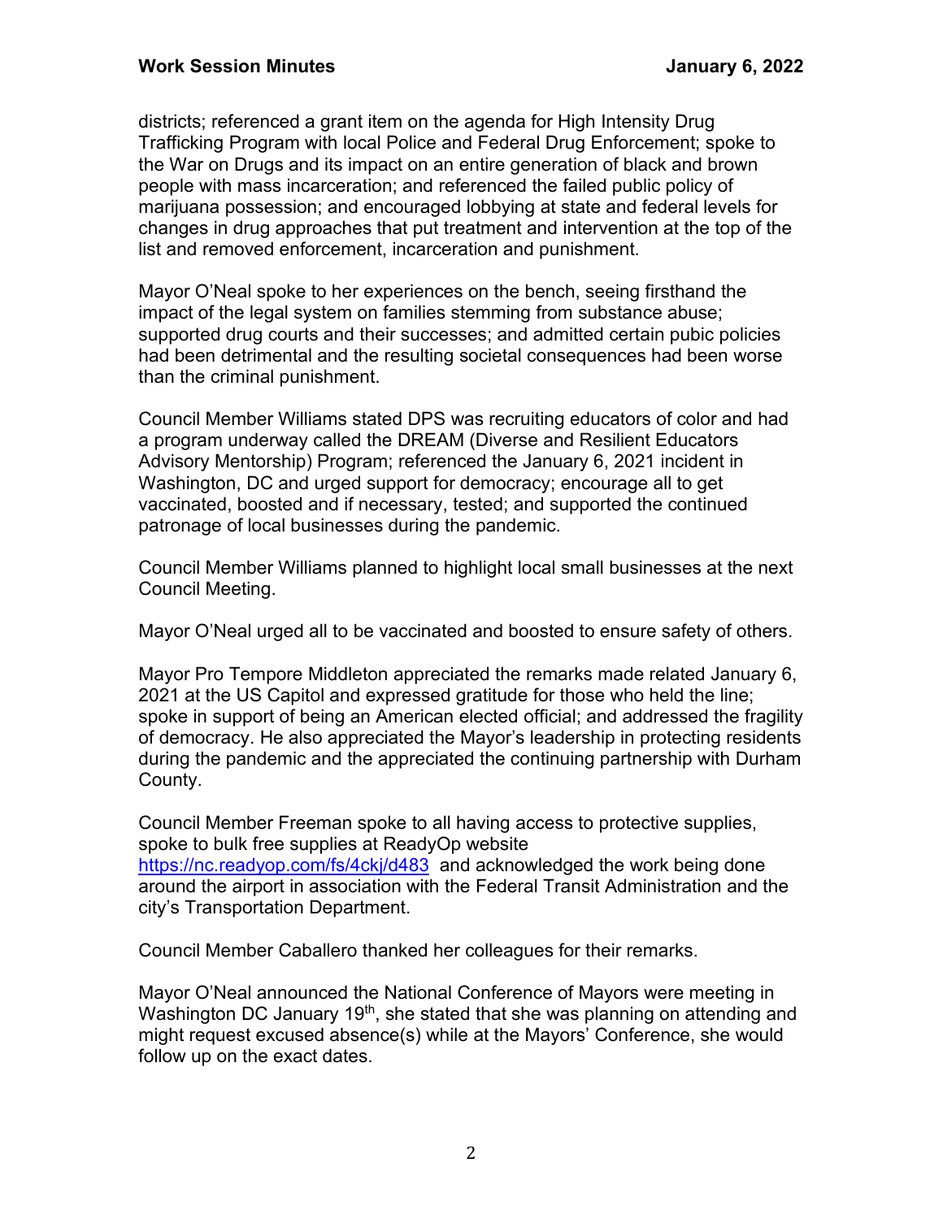districts; referenced a grant item on the agenda for High Intensity Drug Trafficking Program with local Police and Federal Drug Enforcement; spoke to the War on Drugs and its impact on an entire generation of black and brown people with mass incarceration; and referenced the failed public policy of marijuana possession; and encouraged lobbying at state and federal levels for changes in drug approaches that put treatment and intervention at the top of the list and removed enforcement, incarceration and punishment.

Mayor O'Neal spoke to her experiences on the bench, seeing firsthand the impact of the legal system on families stemming from substance abuse; supported drug courts and their successes; and admitted certain pubic policies had been detrimental and the resulting societal consequences had been worse than the criminal punishment.

Council Member Williams stated DPS was recruiting educators of color and had a program underway called the DREAM (Diverse and Resilient Educators Advisory Mentorship) Program; referenced the January 6, 2021 incident in Washington, DC and urged support for democracy; encourage all to get vaccinated, boosted and if necessary, tested; and supported the continued patronage of local businesses during the pandemic.

Council Member Williams planned to highlight local small businesses at the next Council Meeting.

Mayor O'Neal urged all to be vaccinated and boosted to ensure safety of others.

Mayor Pro Tempore Middleton appreciated the remarks made related January 6, 2021 at the US Capitol and expressed gratitude for those who held the line; spoke in support of being an American elected official; and addressed the fragility of democracy. He also appreciated the Mayor's leadership in protecting residents during the pandemic and the appreciated the continuing partnership with Durham County.

Council Member Freeman spoke to all having access to protective supplies, spoke to bulk free supplies at ReadyOp website https://nc.readyop.com/fs/4ckj/d483 and acknowledged the work being done around the airport in association with the Federal Transit Administration and the city's Transportation Department.

Council Member Caballero thanked her colleagues for their remarks.

Mayor O'Neal announced the National Conference of Mayors were meeting in Washington DC January 19th, she stated that she was planning on attending and might request excused absence(s) while at the Mayors' Conference, she would follow up on the exact dates.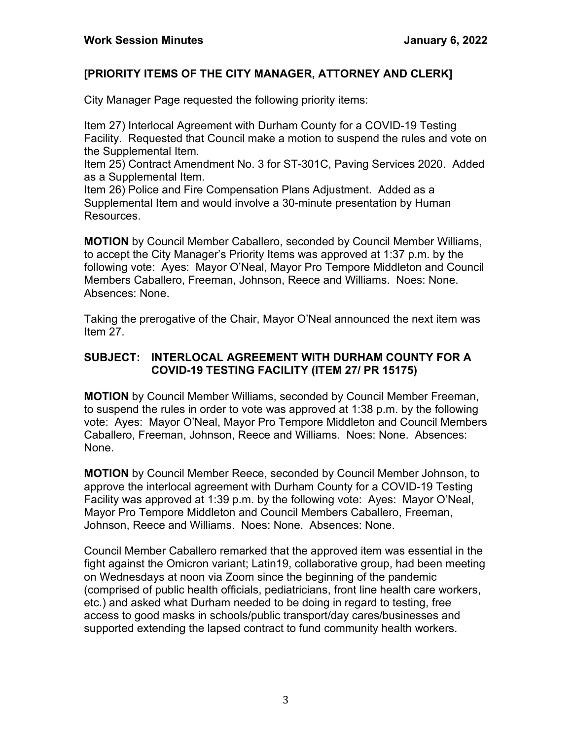## [PRIORITY ITEMS OF THE CITY MANAGER, ATTORNEY AND CLERK]

City Manager Page requested the following priority items:

Item 27) Interlocal Agreement with Durham County for a COVID-19 Testing Facility. Requested that Council make a motion to suspend the rules and vote on the Supplemental Item.
Item 25) Contract Amendment No. 3 for ST-301C, Paving Services 2020. Added as a Supplemental Item.
Item 26) Police and Fire Compensation Plans Adjustment. Added as a Supplemental Item and would involve a 30-minute presentation by Human Resources.

**MOTION** by Council Member Caballero, seconded by Council Member Williams, to accept the City Manager's Priority Items was approved at 1:37 p.m. by the following vote: Ayes: Mayor O'Neal, Mayor Pro Tempore Middleton and Council Members Caballero, Freeman, Johnson, Reece and Williams. Noes: None. Absences: None.

Taking the prerogative of the Chair, Mayor O'Neal announced the next item was Item 27.

## SUBJECT: INTERLOCAL AGREEMENT WITH DURHAM COUNTY FOR A COVID-19 TESTING FACILITY (ITEM 27/ PR 15175)

**MOTION** by Council Member Williams, seconded by Council Member Freeman, to suspend the rules in order to vote was approved at 1:38 p.m. by the following vote: Ayes: Mayor O'Neal, Mayor Pro Tempore Middleton and Council Members Caballero, Freeman, Johnson, Reece and Williams. Noes: None. Absences: None.

**MOTION** by Council Member Reece, seconded by Council Member Johnson, to approve the interlocal agreement with Durham County for a COVID-19 Testing Facility was approved at 1:39 p.m. by the following vote: Ayes: Mayor O'Neal, Mayor Pro Tempore Middleton and Council Members Caballero, Freeman, Johnson, Reece and Williams. Noes: None. Absences: None.

Council Member Caballero remarked that the approved item was essential in the fight against the Omicron variant; Latin19, collaborative group, had been meeting on Wednesdays at noon via Zoom since the beginning of the pandemic (comprised of public health officials, pediatricians, front line health care workers, etc.) and asked what Durham needed to be doing in regard to testing, free access to good masks in schools/public transport/day cares/businesses and supported extending the lapsed contract to fund community health workers.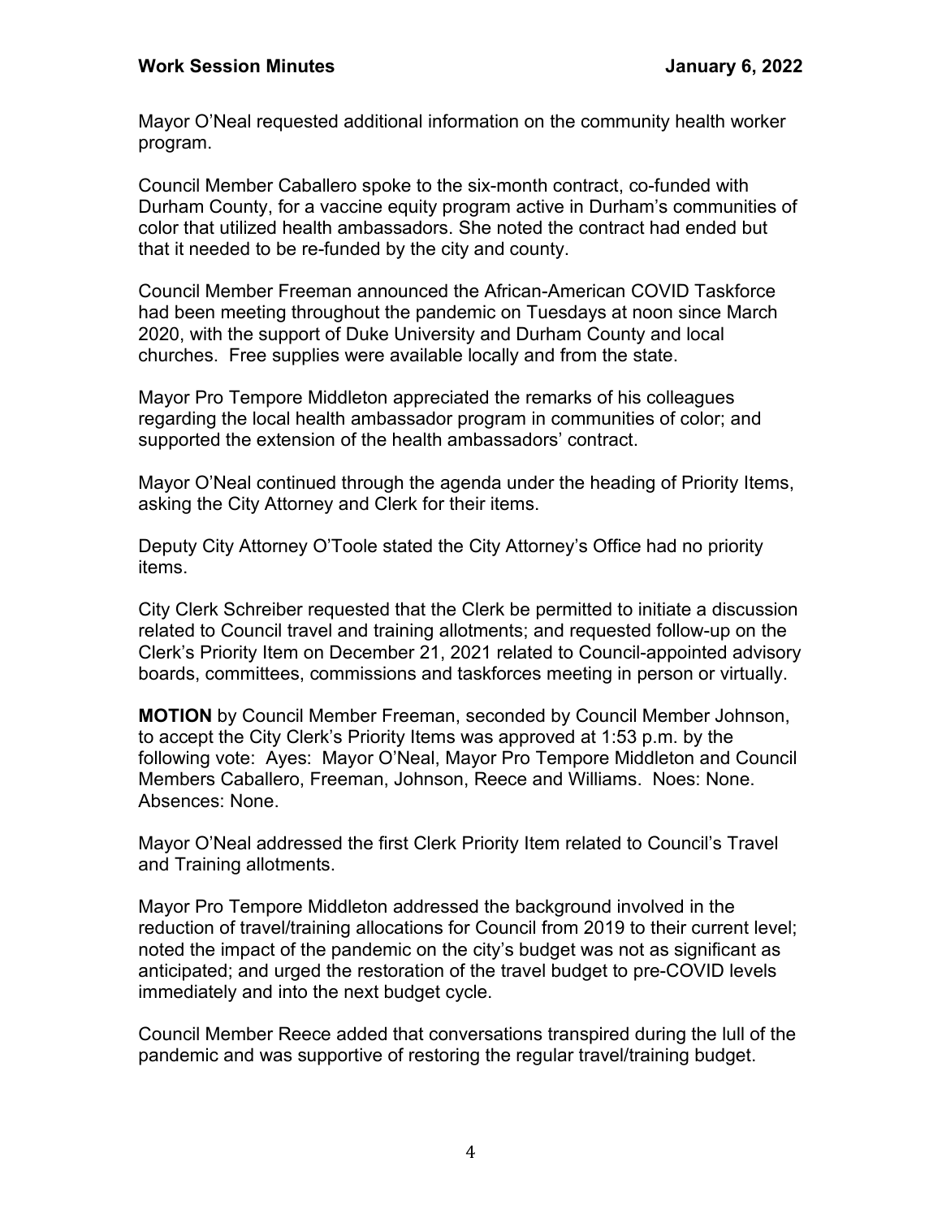Mayor O'Neal requested additional information on the community health worker program.

Council Member Caballero spoke to the six-month contract, co-funded with Durham County, for a vaccine equity program active in Durham's communities of color that utilized health ambassadors. She noted the contract had ended but that it needed to be re-funded by the city and county.

Council Member Freeman announced the African-American COVID Taskforce had been meeting throughout the pandemic on Tuesdays at noon since March 2020, with the support of Duke University and Durham County and local churches. Free supplies were available locally and from the state.

Mayor Pro Tempore Middleton appreciated the remarks of his colleagues regarding the local health ambassador program in communities of color; and supported the extension of the health ambassadors' contract.

Mayor O'Neal continued through the agenda under the heading of Priority Items, asking the City Attorney and Clerk for their items.

Deputy City Attorney O'Toole stated the City Attorney's Office had no priority items.

City Clerk Schreiber requested that the Clerk be permitted to initiate a discussion related to Council travel and training allotments; and requested follow-up on the Clerk's Priority Item on December 21, 2021 related to Council-appointed advisory boards, committees, commissions and taskforces meeting in person or virtually.

**MOTION** by Council Member Freeman, seconded by Council Member Johnson, to accept the City Clerk's Priority Items was approved at 1:53 p.m. by the following vote: Ayes: Mayor O'Neal, Mayor Pro Tempore Middleton and Council Members Caballero, Freeman, Johnson, Reece and Williams. Noes: None. Absences: None.

Mayor O'Neal addressed the first Clerk Priority Item related to Council's Travel and Training allotments.

Mayor Pro Tempore Middleton addressed the background involved in the reduction of travel/training allocations for Council from 2019 to their current level; noted the impact of the pandemic on the city's budget was not as significant as anticipated; and urged the restoration of the travel budget to pre-COVID levels immediately and into the next budget cycle.

Council Member Reece added that conversations transpired during the lull of the pandemic and was supportive of restoring the regular travel/training budget.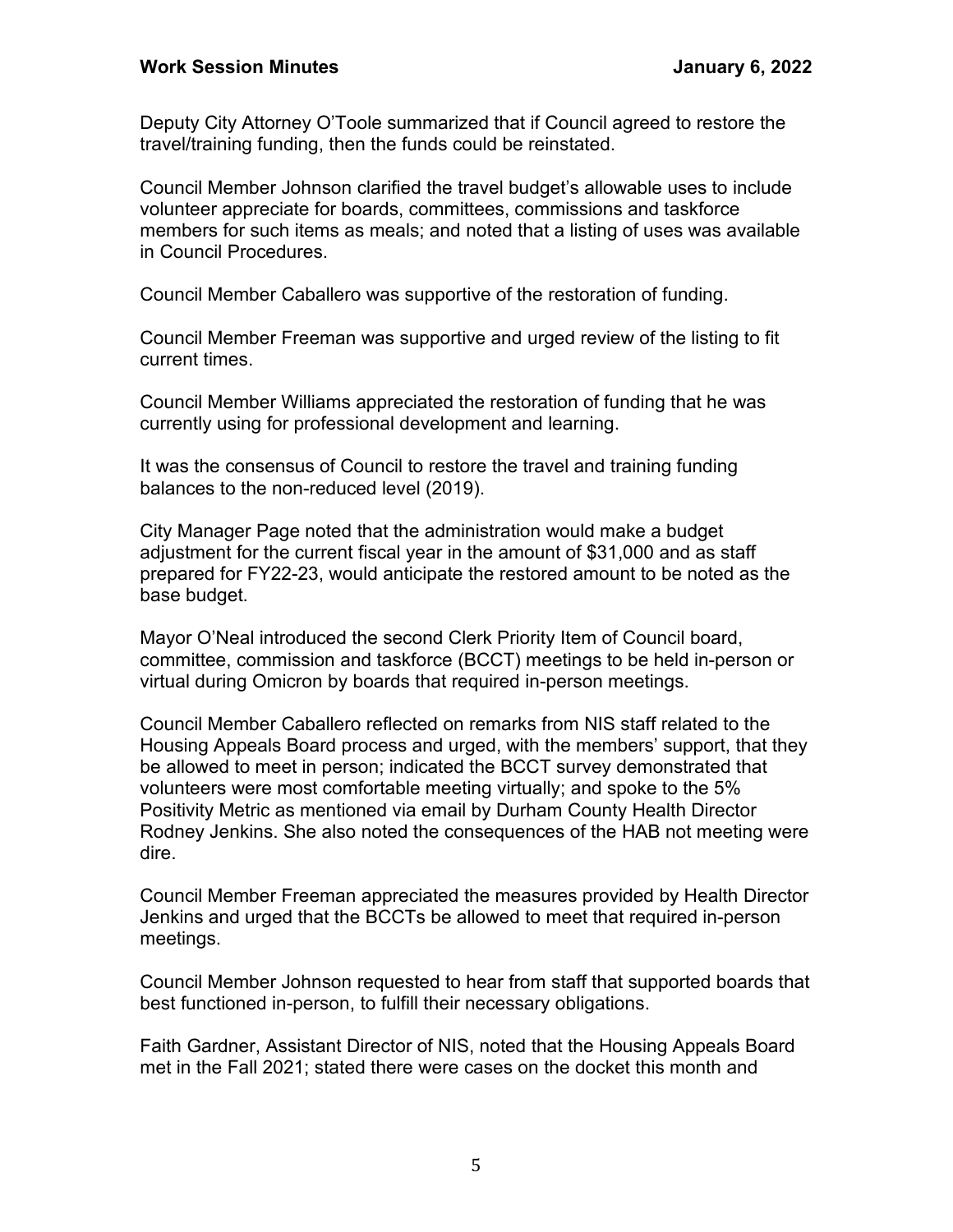Deputy City Attorney O'Toole summarized that if Council agreed to restore the travel/training funding, then the funds could be reinstated.

Council Member Johnson clarified the travel budget's allowable uses to include volunteer appreciate for boards, committees, commissions and taskforce members for such items as meals; and noted that a listing of uses was available in Council Procedures.

Council Member Caballero was supportive of the restoration of funding.

Council Member Freeman was supportive and urged review of the listing to fit current times.

Council Member Williams appreciated the restoration of funding that he was currently using for professional development and learning.

It was the consensus of Council to restore the travel and training funding balances to the non-reduced level (2019).

City Manager Page noted that the administration would make a budget adjustment for the current fiscal year in the amount of $31,000 and as staff prepared for FY22-23, would anticipate the restored amount to be noted as the base budget.

Mayor O'Neal introduced the second Clerk Priority Item of Council board, committee, commission and taskforce (BCCT) meetings to be held in-person or virtual during Omicron by boards that required in-person meetings.

Council Member Caballero reflected on remarks from NIS staff related to the Housing Appeals Board process and urged, with the members' support, that they be allowed to meet in person; indicated the BCCT survey demonstrated that volunteers were most comfortable meeting virtually; and spoke to the 5% Positivity Metric as mentioned via email by Durham County Health Director Rodney Jenkins. She also noted the consequences of the HAB not meeting were dire.

Council Member Freeman appreciated the measures provided by Health Director Jenkins and urged that the BCCTs be allowed to meet that required in-person meetings.

Council Member Johnson requested to hear from staff that supported boards that best functioned in-person, to fulfill their necessary obligations.

Faith Gardner, Assistant Director of NIS, noted that the Housing Appeals Board met in the Fall 2021; stated there were cases on the docket this month and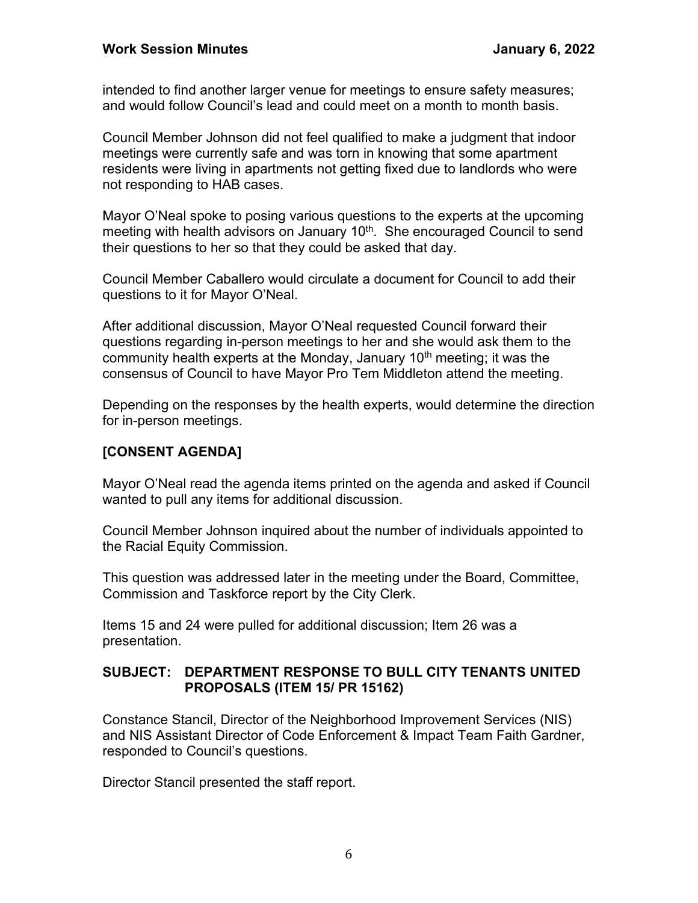intended to find another larger venue for meetings to ensure safety measures; and would follow Council's lead and could meet on a month to month basis.

Council Member Johnson did not feel qualified to make a judgment that indoor meetings were currently safe and was torn in knowing that some apartment residents were living in apartments not getting fixed due to landlords who were not responding to HAB cases.

Mayor O'Neal spoke to posing various questions to the experts at the upcoming meeting with health advisors on January 10th. She encouraged Council to send their questions to her so that they could be asked that day.

Council Member Caballero would circulate a document for Council to add their questions to it for Mayor O'Neal.

After additional discussion, Mayor O'Neal requested Council forward their questions regarding in-person meetings to her and she would ask them to the community health experts at the Monday, January 10th meeting; it was the consensus of Council to have Mayor Pro Tem Middleton attend the meeting.

Depending on the responses by the health experts, would determine the direction for in-person meetings.

**[CONSENT AGENDA]**

Mayor O'Neal read the agenda items printed on the agenda and asked if Council wanted to pull any items for additional discussion.

Council Member Johnson inquired about the number of individuals appointed to the Racial Equity Commission.

This question was addressed later in the meeting under the Board, Committee, Commission and Taskforce report by the City Clerk.

Items 15 and 24 were pulled for additional discussion; Item 26 was a presentation.

**SUBJECT: DEPARTMENT RESPONSE TO BULL CITY TENANTS UNITED PROPOSALS (ITEM 15/ PR 15162)**

Constance Stancil, Director of the Neighborhood Improvement Services (NIS) and NIS Assistant Director of Code Enforcement & Impact Team Faith Gardner, responded to Council's questions.

Director Stancil presented the staff report.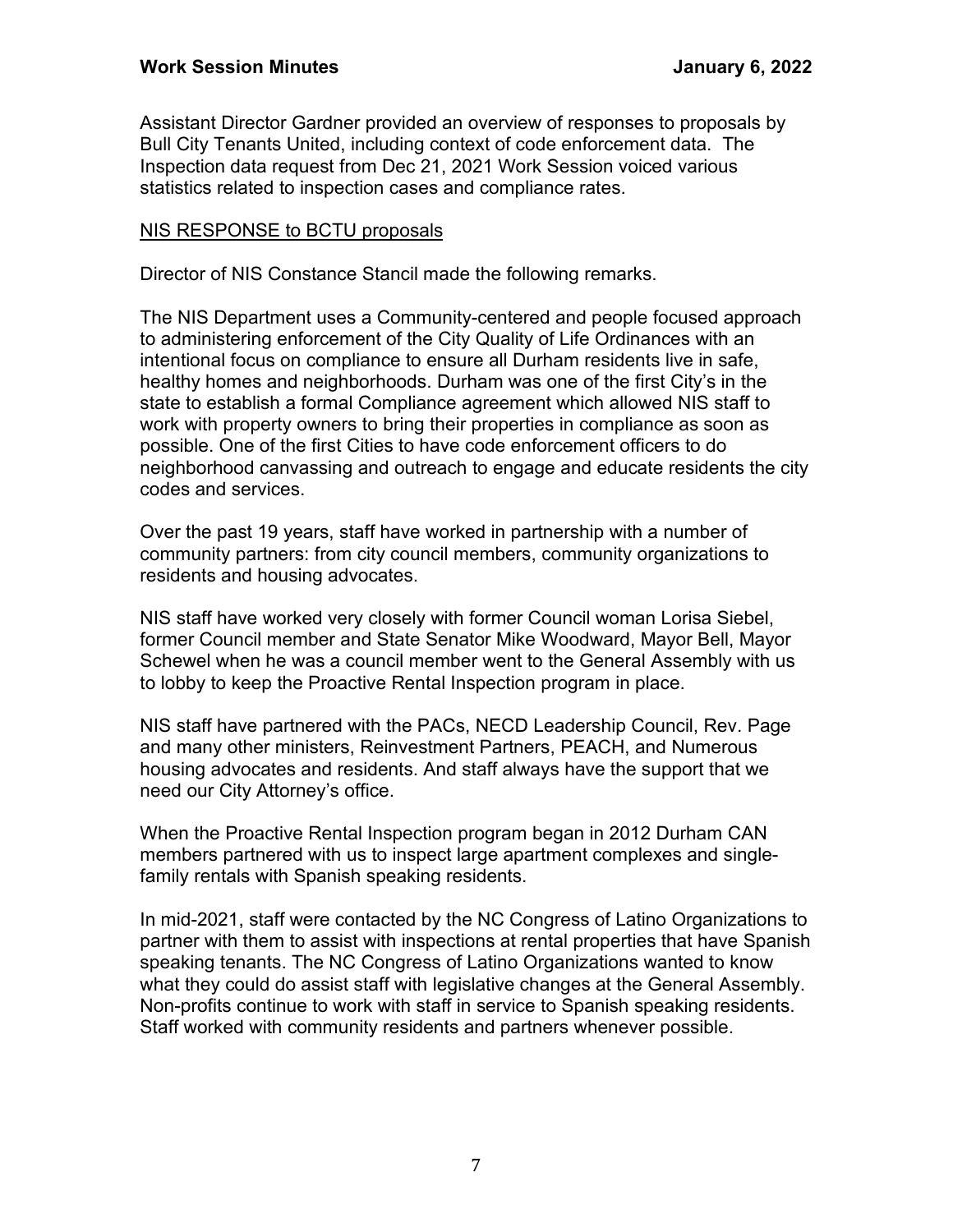Assistant Director Gardner provided an overview of responses to proposals by Bull City Tenants United, including context of code enforcement data. The Inspection data request from Dec 21, 2021 Work Session voiced various statistics related to inspection cases and compliance rates.

<u>NIS RESPONSE to BCTU proposals</u>

Director of NIS Constance Stancil made the following remarks.

The NIS Department uses a Community-centered and people focused approach to administering enforcement of the City Quality of Life Ordinances with an intentional focus on compliance to ensure all Durham residents live in safe, healthy homes and neighborhoods. Durham was one of the first City's in the state to establish a formal Compliance agreement which allowed NIS staff to work with property owners to bring their properties in compliance as soon as possible. One of the first Cities to have code enforcement officers to do neighborhood canvassing and outreach to engage and educate residents the city codes and services.

Over the past 19 years, staff have worked in partnership with a number of community partners: from city council members, community organizations to residents and housing advocates.

NIS staff have worked very closely with former Council woman Lorisa Siebel, former Council member and State Senator Mike Woodward, Mayor Bell, Mayor Schewel when he was a council member went to the General Assembly with us to lobby to keep the Proactive Rental Inspection program in place.

NIS staff have partnered with the PACs, NECD Leadership Council, Rev. Page and many other ministers, Reinvestment Partners, PEACH, and Numerous housing advocates and residents. And staff always have the support that we need our City Attorney's office.

When the Proactive Rental Inspection program began in 2012 Durham CAN members partnered with us to inspect large apartment complexes and single-family rentals with Spanish speaking residents.

In mid-2021, staff were contacted by the NC Congress of Latino Organizations to partner with them to assist with inspections at rental properties that have Spanish speaking tenants. The NC Congress of Latino Organizations wanted to know what they could do assist staff with legislative changes at the General Assembly. Non-profits continue to work with staff in service to Spanish speaking residents. Staff worked with community residents and partners whenever possible.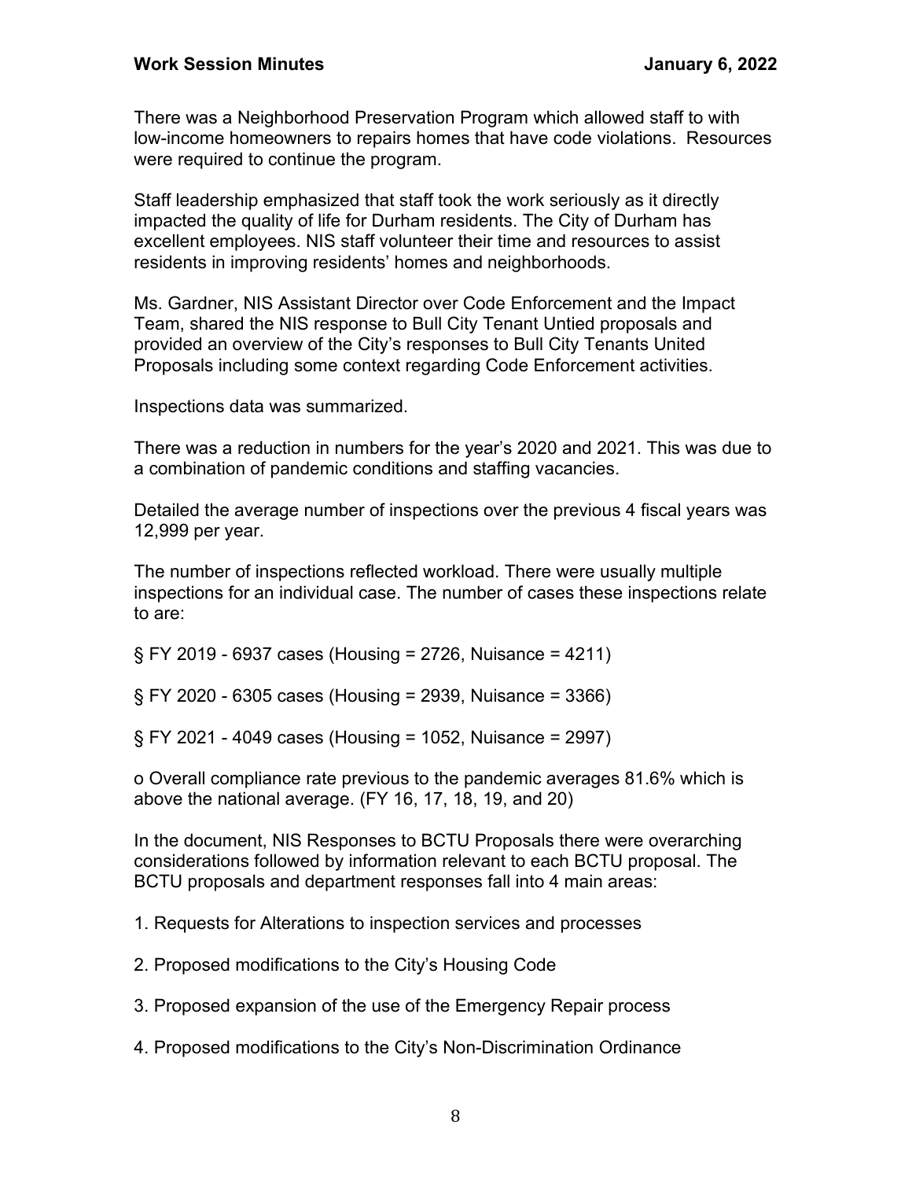There was a Neighborhood Preservation Program which allowed staff to with low-income homeowners to repairs homes that have code violations. Resources were required to continue the program.

Staff leadership emphasized that staff took the work seriously as it directly impacted the quality of life for Durham residents. The City of Durham has excellent employees. NIS staff volunteer their time and resources to assist residents in improving residents' homes and neighborhoods.

Ms. Gardner, NIS Assistant Director over Code Enforcement and the Impact Team, shared the NIS response to Bull City Tenant Untied proposals and provided an overview of the City's responses to Bull City Tenants United Proposals including some context regarding Code Enforcement activities.

Inspections data was summarized.

There was a reduction in numbers for the year's 2020 and 2021. This was due to a combination of pandemic conditions and staffing vacancies.

Detailed the average number of inspections over the previous 4 fiscal years was 12,999 per year.

The number of inspections reflected workload. There were usually multiple inspections for an individual case. The number of cases these inspections relate to are:

§ FY 2019 - 6937 cases (Housing = 2726, Nuisance = 4211)

§ FY 2020 - 6305 cases (Housing = 2939, Nuisance = 3366)

§ FY 2021 - 4049 cases (Housing = 1052, Nuisance = 2997)

o Overall compliance rate previous to the pandemic averages 81.6% which is above the national average. (FY 16, 17, 18, 19, and 20)

In the document, NIS Responses to BCTU Proposals there were overarching considerations followed by information relevant to each BCTU proposal. The BCTU proposals and department responses fall into 4 main areas:

1. Requests for Alterations to inspection services and processes
2. Proposed modifications to the City's Housing Code
3. Proposed expansion of the use of the Emergency Repair process
4. Proposed modifications to the City's Non-Discrimination Ordinance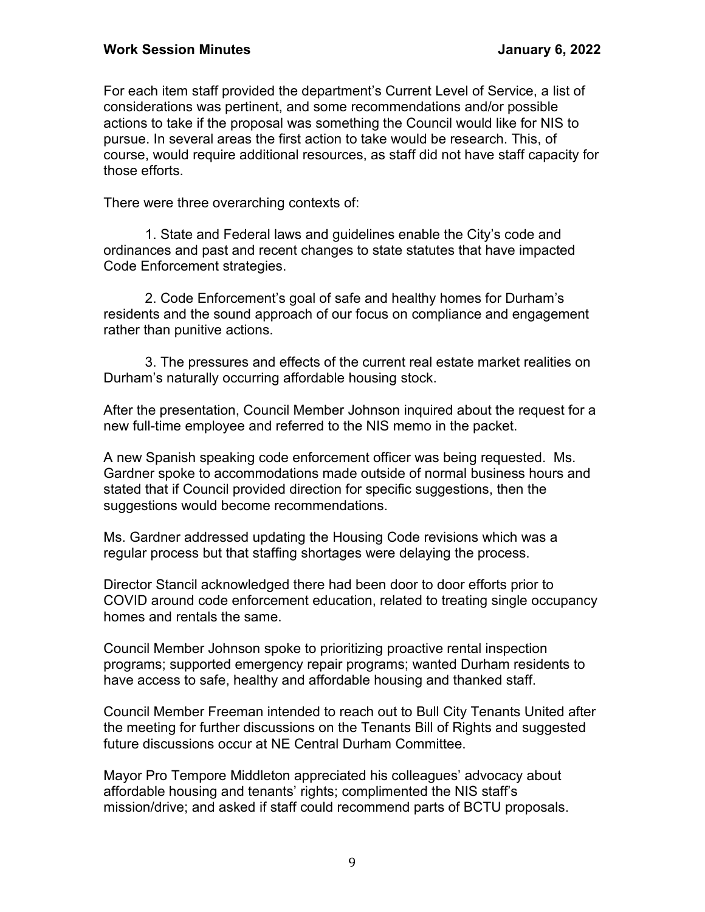For each item staff provided the department's Current Level of Service, a list of considerations was pertinent, and some recommendations and/or possible actions to take if the proposal was something the Council would like for NIS to pursue. In several areas the first action to take would be research. This, of course, would require additional resources, as staff did not have staff capacity for those efforts.

There were three overarching contexts of:

1. State and Federal laws and guidelines enable the City's code and ordinances and past and recent changes to state statutes that have impacted Code Enforcement strategies.

2. Code Enforcement's goal of safe and healthy homes for Durham's residents and the sound approach of our focus on compliance and engagement rather than punitive actions.

3. The pressures and effects of the current real estate market realities on Durham's naturally occurring affordable housing stock.

After the presentation, Council Member Johnson inquired about the request for a new full-time employee and referred to the NIS memo in the packet.

A new Spanish speaking code enforcement officer was being requested. Ms. Gardner spoke to accommodations made outside of normal business hours and stated that if Council provided direction for specific suggestions, then the suggestions would become recommendations.

Ms. Gardner addressed updating the Housing Code revisions which was a regular process but that staffing shortages were delaying the process.

Director Stancil acknowledged there had been door to door efforts prior to COVID around code enforcement education, related to treating single occupancy homes and rentals the same.

Council Member Johnson spoke to prioritizing proactive rental inspection programs; supported emergency repair programs; wanted Durham residents to have access to safe, healthy and affordable housing and thanked staff.

Council Member Freeman intended to reach out to Bull City Tenants United after the meeting for further discussions on the Tenants Bill of Rights and suggested future discussions occur at NE Central Durham Committee.

Mayor Pro Tempore Middleton appreciated his colleagues' advocacy about affordable housing and tenants' rights; complimented the NIS staff's mission/drive; and asked if staff could recommend parts of BCTU proposals.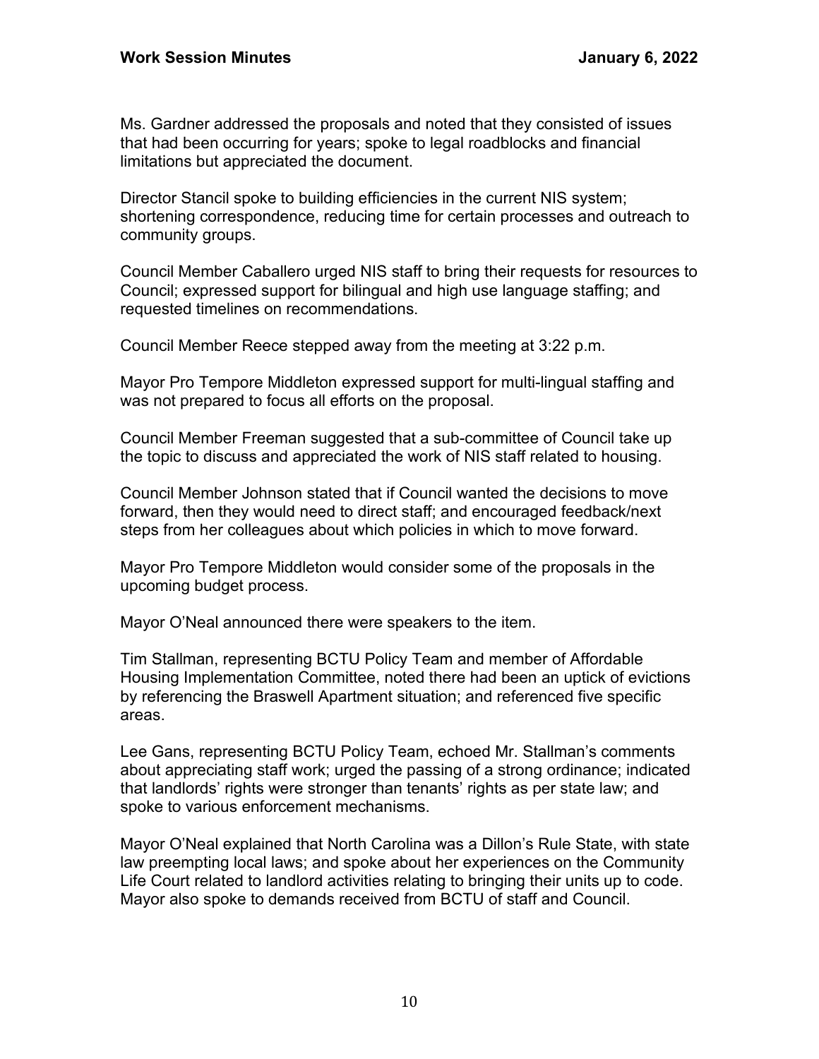Ms. Gardner addressed the proposals and noted that they consisted of issues that had been occurring for years; spoke to legal roadblocks and financial limitations but appreciated the document.

Director Stancil spoke to building efficiencies in the current NIS system; shortening correspondence, reducing time for certain processes and outreach to community groups.

Council Member Caballero urged NIS staff to bring their requests for resources to Council; expressed support for bilingual and high use language staffing; and requested timelines on recommendations.

Council Member Reece stepped away from the meeting at 3:22 p.m.

Mayor Pro Tempore Middleton expressed support for multi-lingual staffing and was not prepared to focus all efforts on the proposal.

Council Member Freeman suggested that a sub-committee of Council take up the topic to discuss and appreciated the work of NIS staff related to housing.

Council Member Johnson stated that if Council wanted the decisions to move forward, then they would need to direct staff; and encouraged feedback/next steps from her colleagues about which policies in which to move forward.

Mayor Pro Tempore Middleton would consider some of the proposals in the upcoming budget process.

Mayor O'Neal announced there were speakers to the item.

Tim Stallman, representing BCTU Policy Team and member of Affordable Housing Implementation Committee, noted there had been an uptick of evictions by referencing the Braswell Apartment situation; and referenced five specific areas.

Lee Gans, representing BCTU Policy Team, echoed Mr. Stallman's comments about appreciating staff work; urged the passing of a strong ordinance; indicated that landlords' rights were stronger than tenants' rights as per state law; and spoke to various enforcement mechanisms.

Mayor O'Neal explained that North Carolina was a Dillon's Rule State, with state law preempting local laws; and spoke about her experiences on the Community Life Court related to landlord activities relating to bringing their units up to code. Mayor also spoke to demands received from BCTU of staff and Council.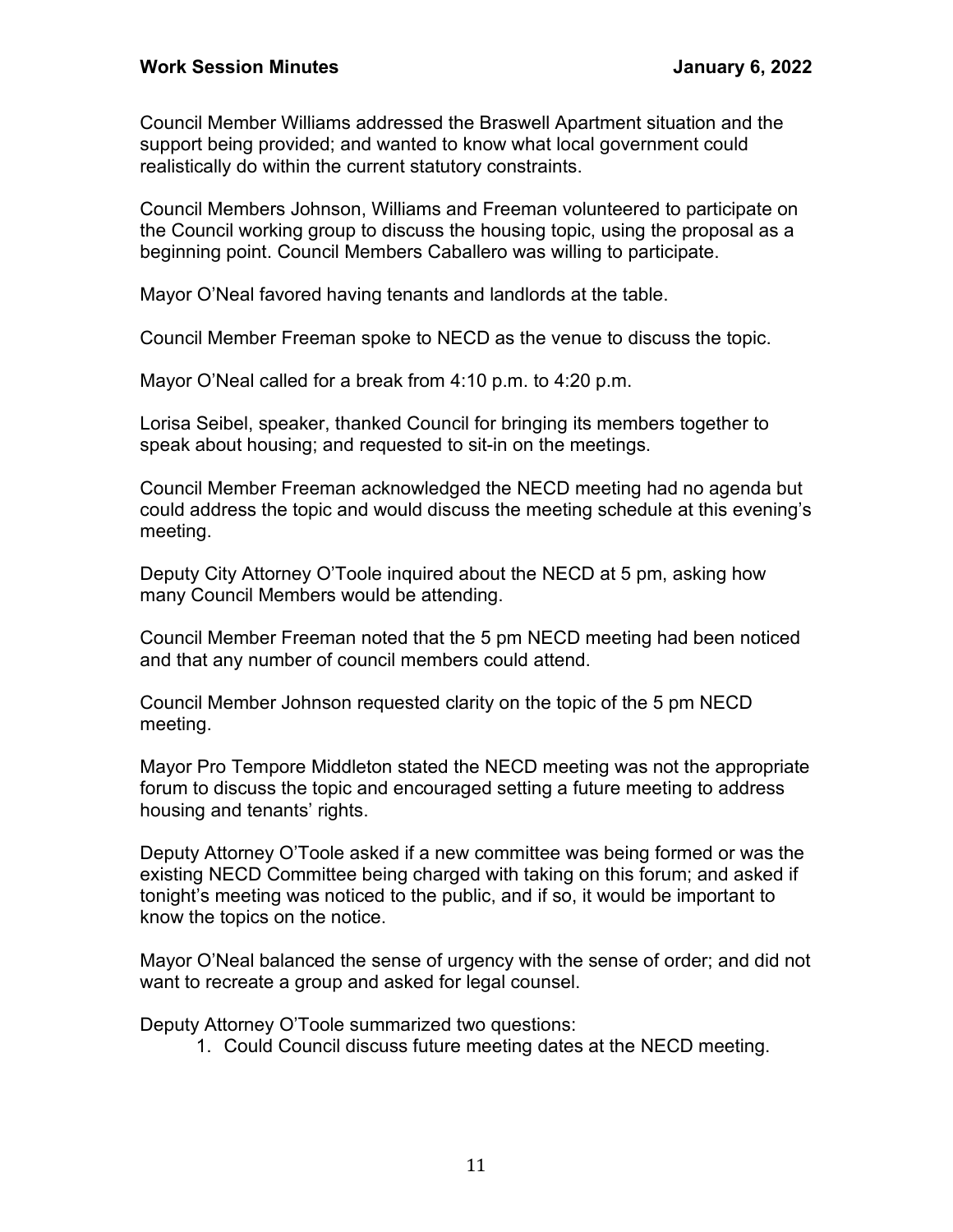Council Member Williams addressed the Braswell Apartment situation and the support being provided; and wanted to know what local government could realistically do within the current statutory constraints.

Council Members Johnson, Williams and Freeman volunteered to participate on the Council working group to discuss the housing topic, using the proposal as a beginning point. Council Members Caballero was willing to participate.

Mayor O'Neal favored having tenants and landlords at the table.

Council Member Freeman spoke to NECD as the venue to discuss the topic.

Mayor O'Neal called for a break from 4:10 p.m. to 4:20 p.m.

Lorisa Seibel, speaker, thanked Council for bringing its members together to speak about housing; and requested to sit-in on the meetings.

Council Member Freeman acknowledged the NECD meeting had no agenda but could address the topic and would discuss the meeting schedule at this evening's meeting.

Deputy City Attorney O'Toole inquired about the NECD at 5 pm, asking how many Council Members would be attending.

Council Member Freeman noted that the 5 pm NECD meeting had been noticed and that any number of council members could attend.

Council Member Johnson requested clarity on the topic of the 5 pm NECD meeting.

Mayor Pro Tempore Middleton stated the NECD meeting was not the appropriate forum to discuss the topic and encouraged setting a future meeting to address housing and tenants' rights.

Deputy Attorney O'Toole asked if a new committee was being formed or was the existing NECD Committee being charged with taking on this forum; and asked if tonight's meeting was noticed to the public, and if so, it would be important to know the topics on the notice.

Mayor O'Neal balanced the sense of urgency with the sense of order; and did not want to recreate a group and asked for legal counsel.

Deputy Attorney O'Toole summarized two questions:

1. Could Council discuss future meeting dates at the NECD meeting.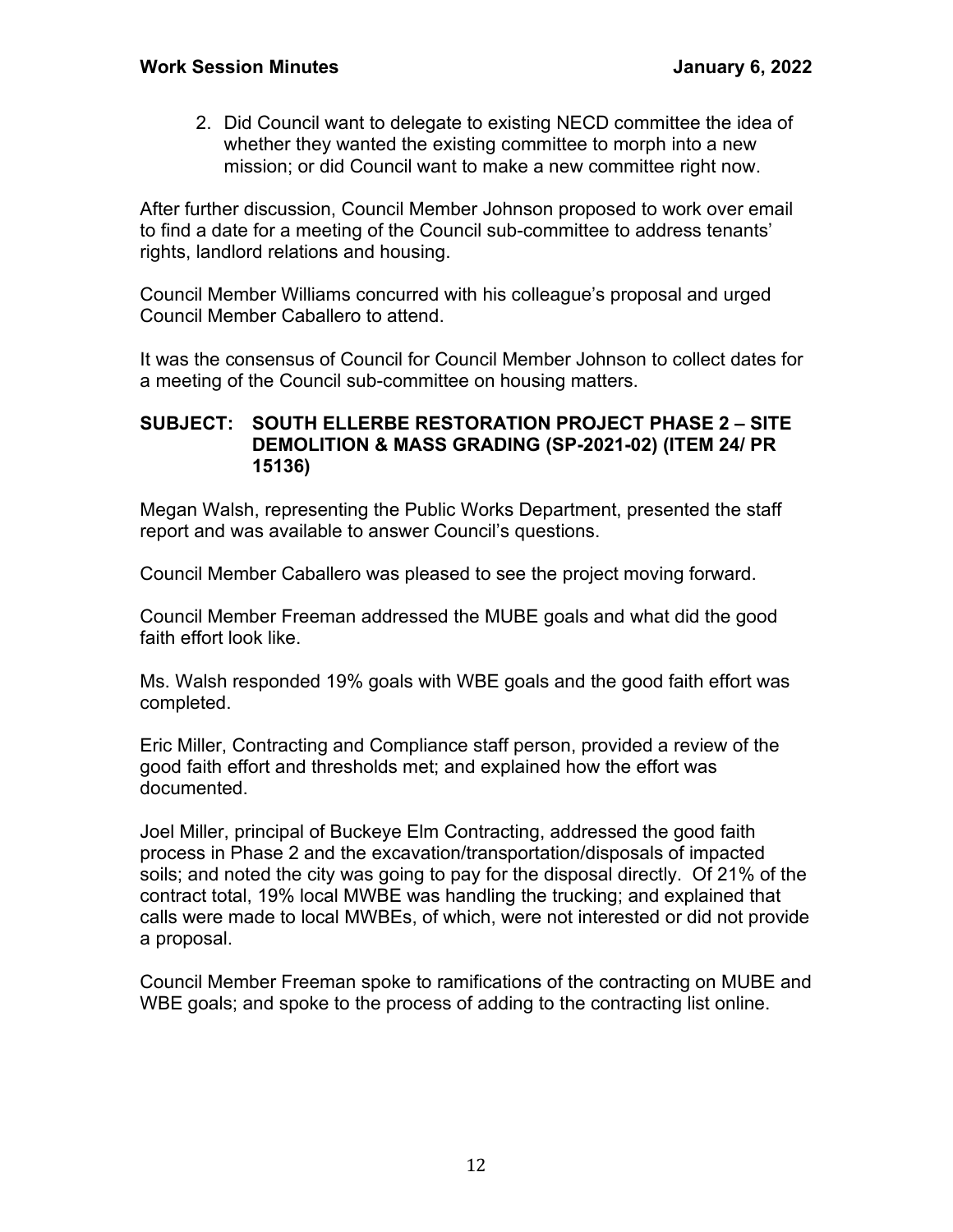2. Did Council want to delegate to existing NECD committee the idea of whether they wanted the existing committee to morph into a new mission; or did Council want to make a new committee right now.

After further discussion, Council Member Johnson proposed to work over email to find a date for a meeting of the Council sub-committee to address tenants' rights, landlord relations and housing.

Council Member Williams concurred with his colleague's proposal and urged Council Member Caballero to attend.

It was the consensus of Council for Council Member Johnson to collect dates for a meeting of the Council sub-committee on housing matters.

**SUBJECT: SOUTH ELLERBE RESTORATION PROJECT PHASE 2 – SITE DEMOLITION & MASS GRADING (SP-2021-02) (ITEM 24/ PR 15136)**

Megan Walsh, representing the Public Works Department, presented the staff report and was available to answer Council's questions.

Council Member Caballero was pleased to see the project moving forward.

Council Member Freeman addressed the MUBE goals and what did the good faith effort look like.

Ms. Walsh responded 19% goals with WBE goals and the good faith effort was completed.

Eric Miller, Contracting and Compliance staff person, provided a review of the good faith effort and thresholds met; and explained how the effort was documented.

Joel Miller, principal of Buckeye Elm Contracting, addressed the good faith process in Phase 2 and the excavation/transportation/disposals of impacted soils; and noted the city was going to pay for the disposal directly. Of 21% of the contract total, 19% local MWBE was handling the trucking; and explained that calls were made to local MWBEs, of which, were not interested or did not provide a proposal.

Council Member Freeman spoke to ramifications of the contracting on MUBE and WBE goals; and spoke to the process of adding to the contracting list online.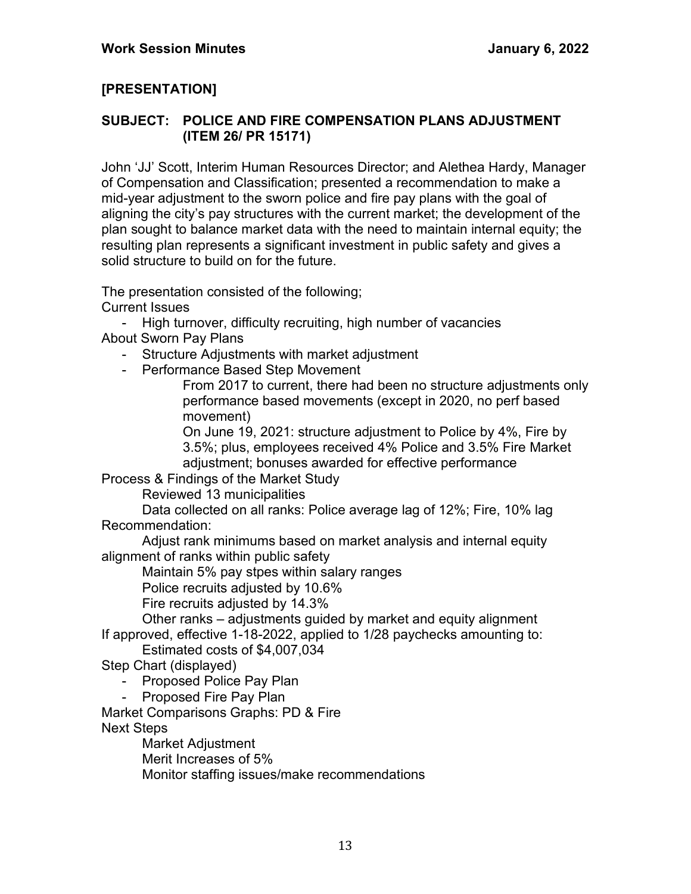**[PRESENTATION]**

**SUBJECT: POLICE AND FIRE COMPENSATION PLANS ADJUSTMENT (ITEM 26/ PR 15171)**

John 'JJ' Scott, Interim Human Resources Director; and Alethea Hardy, Manager of Compensation and Classification; presented a recommendation to make a mid-year adjustment to the sworn police and fire pay plans with the goal of aligning the city's pay structures with the current market; the development of the plan sought to balance market data with the need to maintain internal equity; the resulting plan represents a significant investment in public safety and gives a solid structure to build on for the future.

The presentation consisted of the following;

Current Issues

- High turnover, difficulty recruiting, high number of vacancies

About Sworn Pay Plans

- Structure Adjustments with market adjustment
- Performance Based Step Movement

  From 2017 to current, there had been no structure adjustments only performance based movements (except in 2020, no perf based movement)

  On June 19, 2021: structure adjustment to Police by 4%, Fire by 3.5%; plus, employees received 4% Police and 3.5% Fire Market adjustment; bonuses awarded for effective performance

Process & Findings of the Market Study

  Reviewed 13 municipalities

  Data collected on all ranks: Police average lag of 12%; Fire, 10% lag

Recommendation:

  Adjust rank minimums based on market analysis and internal equity alignment of ranks within public safety

  Maintain 5% pay stpes within salary ranges

  Police recruits adjusted by 10.6%

  Fire recruits adjusted by 14.3%

  Other ranks – adjustments guided by market and equity alignment

If approved, effective 1-18-2022, applied to 1/28 paychecks amounting to:

  Estimated costs of $4,007,034

Step Chart (displayed)

- Proposed Police Pay Plan
- Proposed Fire Pay Plan

Market Comparisons Graphs: PD & Fire

Next Steps

  Market Adjustment

  Merit Increases of 5%

  Monitor staffing issues/make recommendations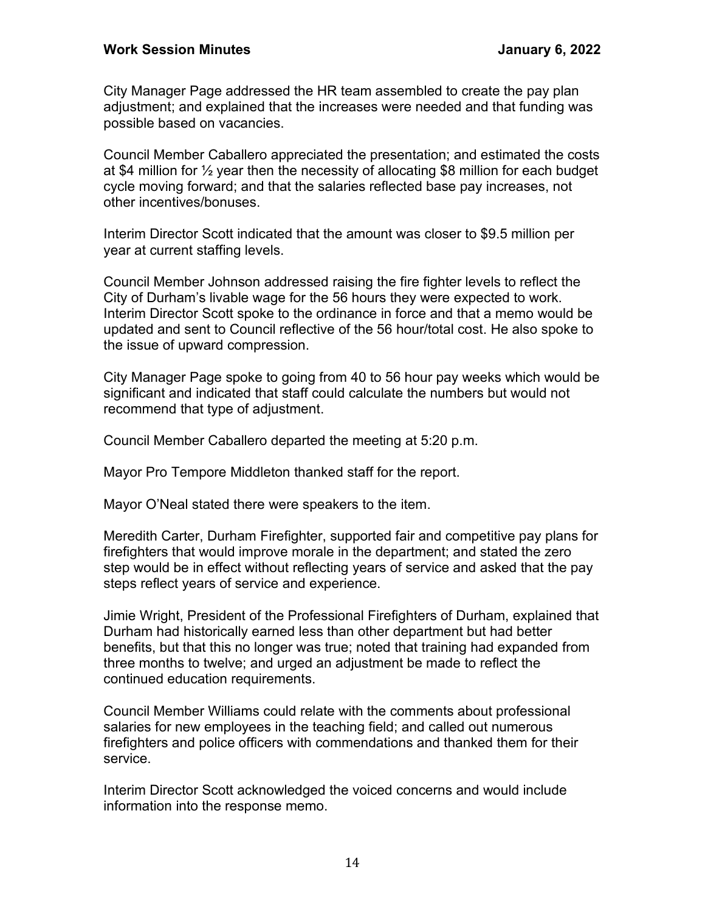City Manager Page addressed the HR team assembled to create the pay plan adjustment; and explained that the increases were needed and that funding was possible based on vacancies.

Council Member Caballero appreciated the presentation; and estimated the costs at $4 million for ½ year then the necessity of allocating $8 million for each budget cycle moving forward; and that the salaries reflected base pay increases, not other incentives/bonuses.

Interim Director Scott indicated that the amount was closer to $9.5 million per year at current staffing levels.

Council Member Johnson addressed raising the fire fighter levels to reflect the City of Durham's livable wage for the 56 hours they were expected to work. Interim Director Scott spoke to the ordinance in force and that a memo would be updated and sent to Council reflective of the 56 hour/total cost. He also spoke to the issue of upward compression.

City Manager Page spoke to going from 40 to 56 hour pay weeks which would be significant and indicated that staff could calculate the numbers but would not recommend that type of adjustment.

Council Member Caballero departed the meeting at 5:20 p.m.

Mayor Pro Tempore Middleton thanked staff for the report.

Mayor O'Neal stated there were speakers to the item.

Meredith Carter, Durham Firefighter, supported fair and competitive pay plans for firefighters that would improve morale in the department; and stated the zero step would be in effect without reflecting years of service and asked that the pay steps reflect years of service and experience.

Jimie Wright, President of the Professional Firefighters of Durham, explained that Durham had historically earned less than other department but had better benefits, but that this no longer was true; noted that training had expanded from three months to twelve; and urged an adjustment be made to reflect the continued education requirements.

Council Member Williams could relate with the comments about professional salaries for new employees in the teaching field; and called out numerous firefighters and police officers with commendations and thanked them for their service.

Interim Director Scott acknowledged the voiced concerns and would include information into the response memo.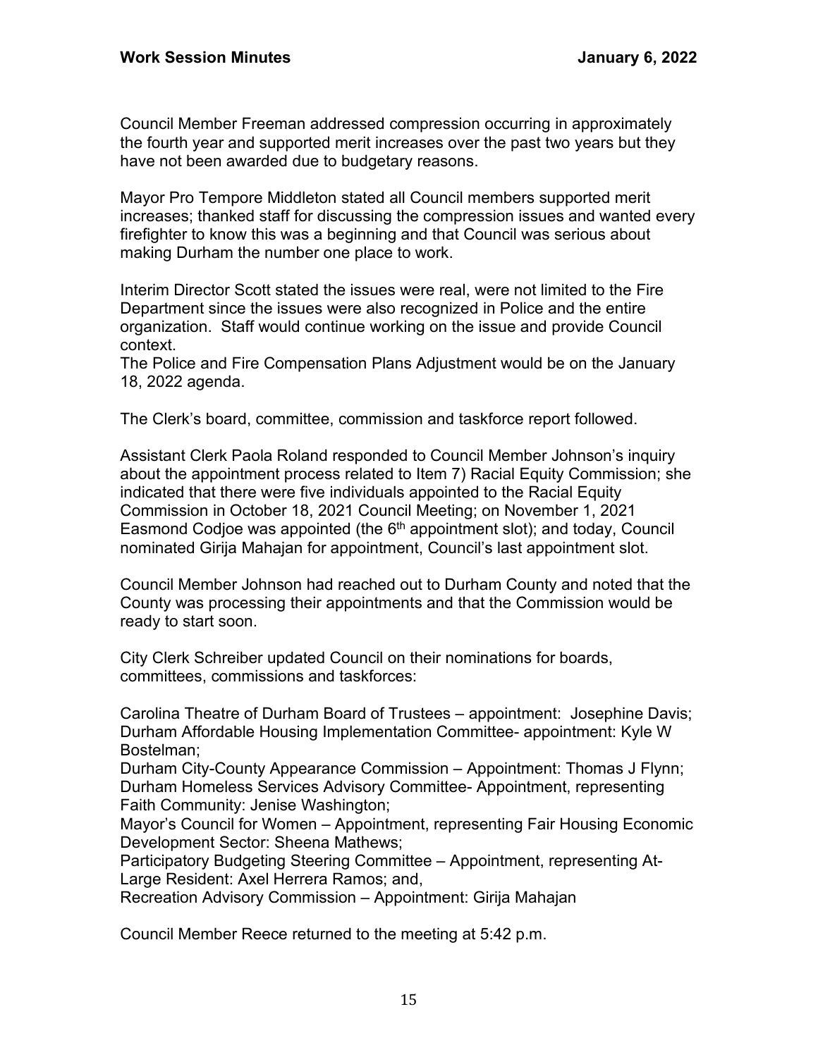Council Member Freeman addressed compression occurring in approximately the fourth year and supported merit increases over the past two years but they have not been awarded due to budgetary reasons.

Mayor Pro Tempore Middleton stated all Council members supported merit increases; thanked staff for discussing the compression issues and wanted every firefighter to know this was a beginning and that Council was serious about making Durham the number one place to work.

Interim Director Scott stated the issues were real, were not limited to the Fire Department since the issues were also recognized in Police and the entire organization. Staff would continue working on the issue and provide Council context.
The Police and Fire Compensation Plans Adjustment would be on the January 18, 2022 agenda.

The Clerk's board, committee, commission and taskforce report followed.

Assistant Clerk Paola Roland responded to Council Member Johnson's inquiry about the appointment process related to Item 7) Racial Equity Commission; she indicated that there were five individuals appointed to the Racial Equity Commission in October 18, 2021 Council Meeting; on November 1, 2021 Easmond Codjoe was appointed (the 6th appointment slot); and today, Council nominated Girija Mahajan for appointment, Council's last appointment slot.

Council Member Johnson had reached out to Durham County and noted that the County was processing their appointments and that the Commission would be ready to start soon.

City Clerk Schreiber updated Council on their nominations for boards, committees, commissions and taskforces:

Carolina Theatre of Durham Board of Trustees – appointment: Josephine Davis;
Durham Affordable Housing Implementation Committee- appointment: Kyle W Bostelman;
Durham City-County Appearance Commission – Appointment: Thomas J Flynn;
Durham Homeless Services Advisory Committee- Appointment, representing Faith Community: Jenise Washington;
Mayor's Council for Women – Appointment, representing Fair Housing Economic Development Sector: Sheena Mathews;
Participatory Budgeting Steering Committee – Appointment, representing At-Large Resident: Axel Herrera Ramos; and,
Recreation Advisory Commission – Appointment: Girija Mahajan

Council Member Reece returned to the meeting at 5:42 p.m.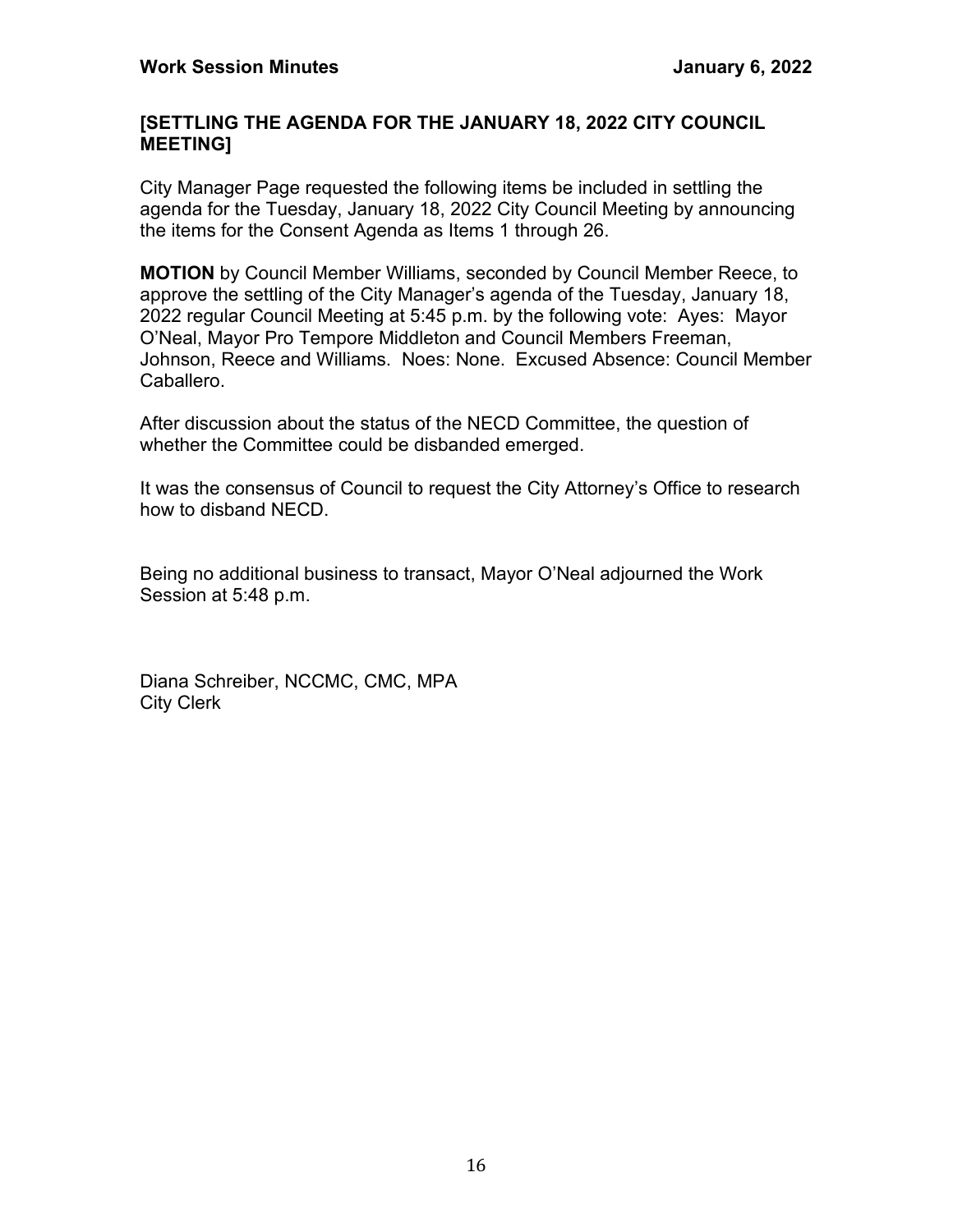**[SETTLING THE AGENDA FOR THE JANUARY 18, 2022 CITY COUNCIL MEETING]**

City Manager Page requested the following items be included in settling the agenda for the Tuesday, January 18, 2022 City Council Meeting by announcing the items for the Consent Agenda as Items 1 through 26.

**MOTION** by Council Member Williams, seconded by Council Member Reece, to approve the settling of the City Manager's agenda of the Tuesday, January 18, 2022 regular Council Meeting at 5:45 p.m. by the following vote: Ayes: Mayor O'Neal, Mayor Pro Tempore Middleton and Council Members Freeman, Johnson, Reece and Williams. Noes: None. Excused Absence: Council Member Caballero.

After discussion about the status of the NECD Committee, the question of whether the Committee could be disbanded emerged.

It was the consensus of Council to request the City Attorney's Office to research how to disband NECD.

Being no additional business to transact, Mayor O'Neal adjourned the Work Session at 5:48 p.m.

Diana Schreiber, NCCMC, CMC, MPA
City Clerk